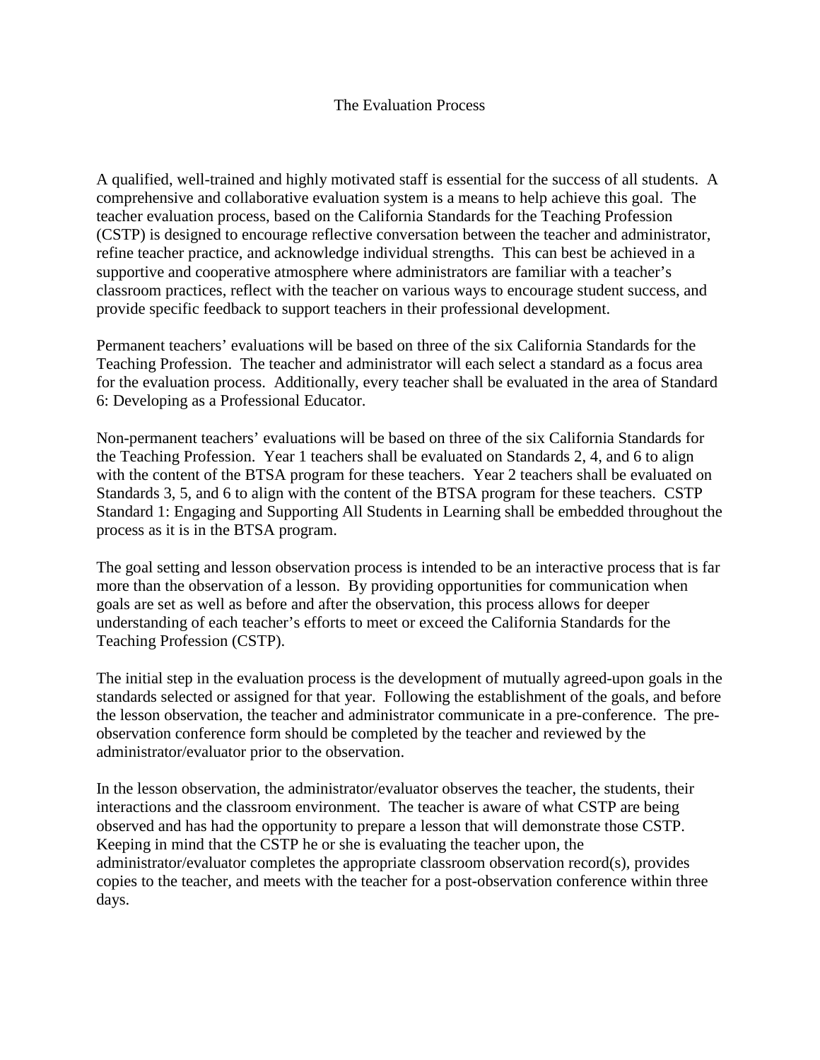# The Evaluation Process

A qualified, well-trained and highly motivated staff is essential for the success of all students. A comprehensive and collaborative evaluation system is a means to help achieve this goal. The teacher evaluation process, based on the California Standards for the Teaching Profession (CSTP) is designed to encourage reflective conversation between the teacher and administrator, refine teacher practice, and acknowledge individual strengths. This can best be achieved in a supportive and cooperative atmosphere where administrators are familiar with a teacher's classroom practices, reflect with the teacher on various ways to encourage student success, and provide specific feedback to support teachers in their professional development.

Permanent teachers' evaluations will be based on three of the six California Standards for the Teaching Profession. The teacher and administrator will each select a standard as a focus area for the evaluation process. Additionally, every teacher shall be evaluated in the area of Standard 6: Developing as a Professional Educator.

Non-permanent teachers' evaluations will be based on three of the six California Standards for the Teaching Profession. Year 1 teachers shall be evaluated on Standards 2, 4, and 6 to align with the content of the BTSA program for these teachers. Year 2 teachers shall be evaluated on Standards 3, 5, and 6 to align with the content of the BTSA program for these teachers. CSTP Standard 1: Engaging and Supporting All Students in Learning shall be embedded throughout the process as it is in the BTSA program.

The goal setting and lesson observation process is intended to be an interactive process that is far more than the observation of a lesson. By providing opportunities for communication when goals are set as well as before and after the observation, this process allows for deeper understanding of each teacher's efforts to meet or exceed the California Standards for the Teaching Profession (CSTP).

The initial step in the evaluation process is the development of mutually agreed-upon goals in the standards selected or assigned for that year. Following the establishment of the goals, and before the lesson observation, the teacher and administrator communicate in a pre-conference. The pre-observation conference form should be completed by the teacher and reviewed by the administrator/evaluator prior to the observation.

In the lesson observation, the administrator/evaluator observes the teacher, the students, their interactions and the classroom environment. The teacher is aware of what CSTP are being observed and has had the opportunity to prepare a lesson that will demonstrate those CSTP. Keeping in mind that the CSTP he or she is evaluating the teacher upon, the administrator/evaluator completes the appropriate classroom observation record(s), provides copies to the teacher, and meets with the teacher for a post-observation conference within three days.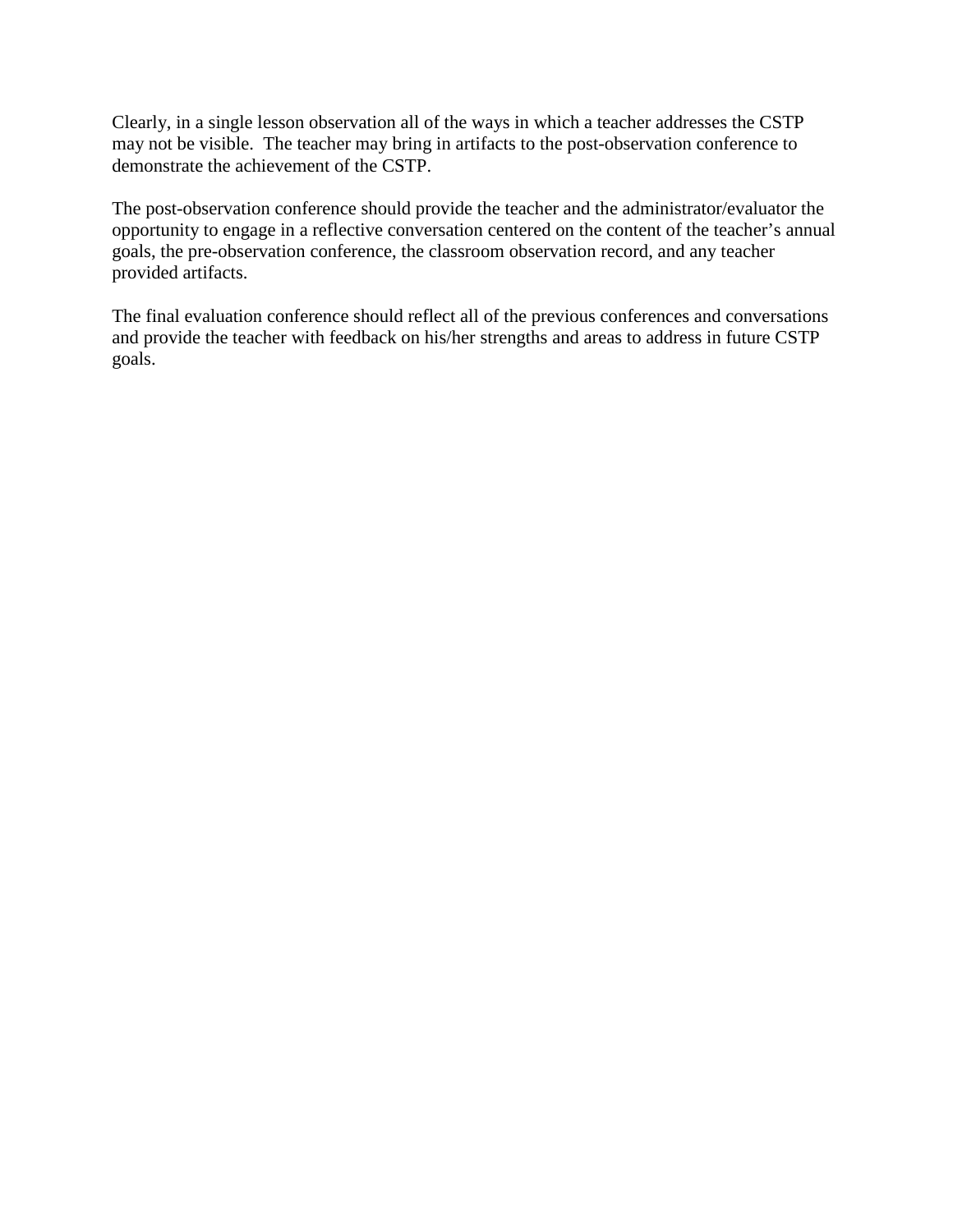Clearly, in a single lesson observation all of the ways in which a teacher addresses the CSTP may not be visible. The teacher may bring in artifacts to the post-observation conference to demonstrate the achievement of the CSTP.

The post-observation conference should provide the teacher and the administrator/evaluator the opportunity to engage in a reflective conversation centered on the content of the teacher's annual goals, the pre-observation conference, the classroom observation record, and any teacher provided artifacts.

The final evaluation conference should reflect all of the previous conferences and conversations and provide the teacher with feedback on his/her strengths and areas to address in future CSTP goals.